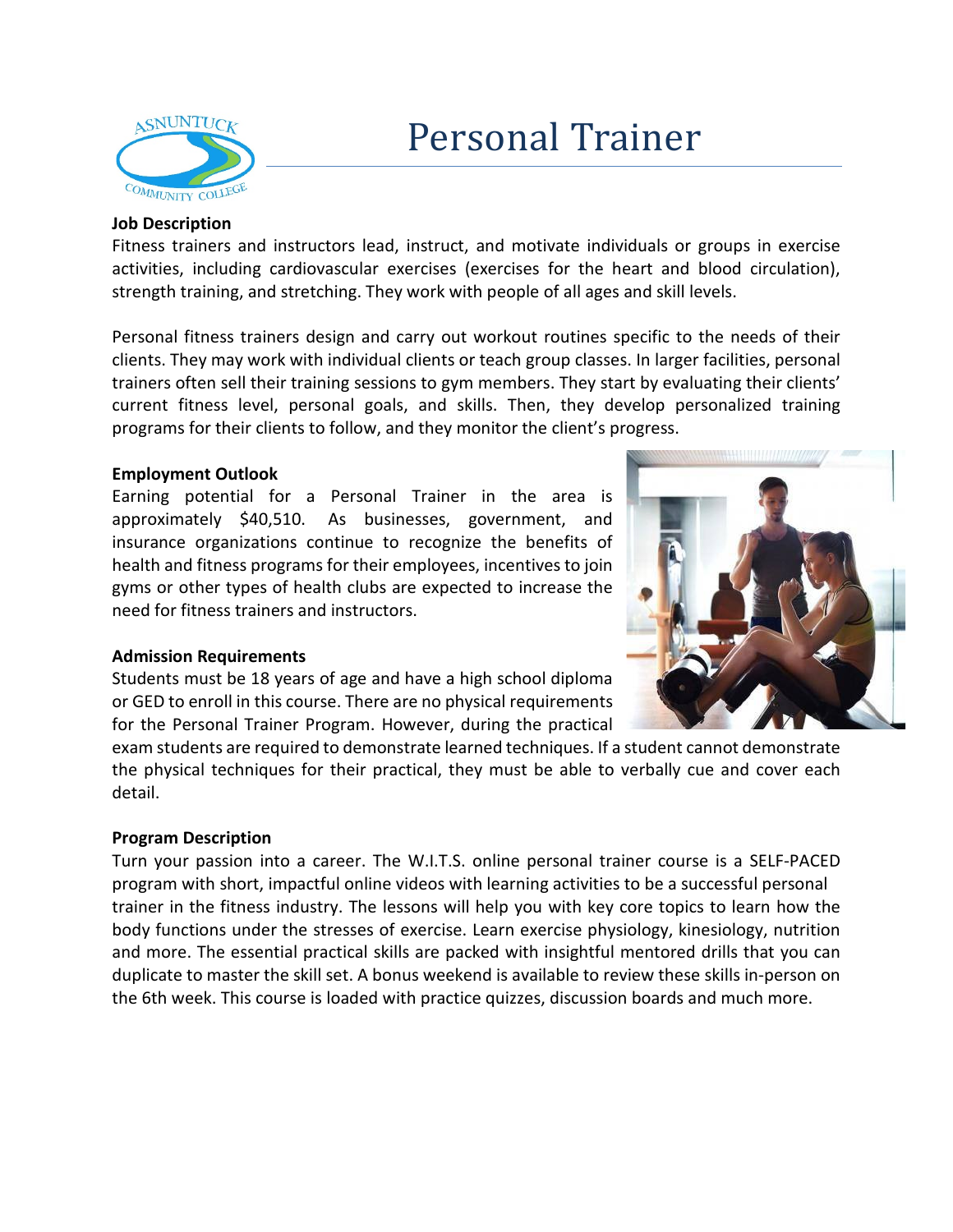# Personal Trainer

**Job Description**

Fitness trainers and instructors lead, instruct, and motivate individuals or groups in exercise activities, including cardiovascular exercises (exercises for the heart and blood circulation), strength training, and stretching. They work with people of all ages and skill levels.

Personal fitness trainers design and carry out workout routines specific to the needs of their clients. They may work with individual clients or teach group classes. In larger facilities, personal trainers often sell their training sessions to gym members. They start by evaluating their clients' current fitness level, personal goals, and skills. Then, they develop personalized training programs for their clients to follow, and they monitor the client's progress.

**Employment Outlook**

Earning potential for a Personal Trainer in the area is approximately $40,510. As businesses, government, and insurance organizations continue to recognize the benefits of health and fitness programs for their employees, incentives to join gyms or other types of health clubs are expected to increase the need for fitness trainers and instructors.

**Admission Requirements**

Students must be 18 years of age and have a high school diploma or GED to enroll in this course. There are no physical requirements for the Personal Trainer Program. However, during the practical exam students are required to demonstrate learned techniques. If a student cannot demonstrate the physical techniques for their practical, they must be able to verbally cue and cover each detail.

**Program Description**

Turn your passion into a career. The W.I.T.S. online personal trainer course is a SELF-PACED program with short, impactful online videos with learning activities to be a successful personal trainer in the fitness industry. The lessons will help you with key core topics to learn how the body functions under the stresses of exercise. Learn exercise physiology, kinesiology, nutrition and more. The essential practical skills are packed with insightful mentored drills that you can duplicate to master the skill set. A bonus weekend is available to review these skills in-person on the 6th week. This course is loaded with practice quizzes, discussion boards and much more.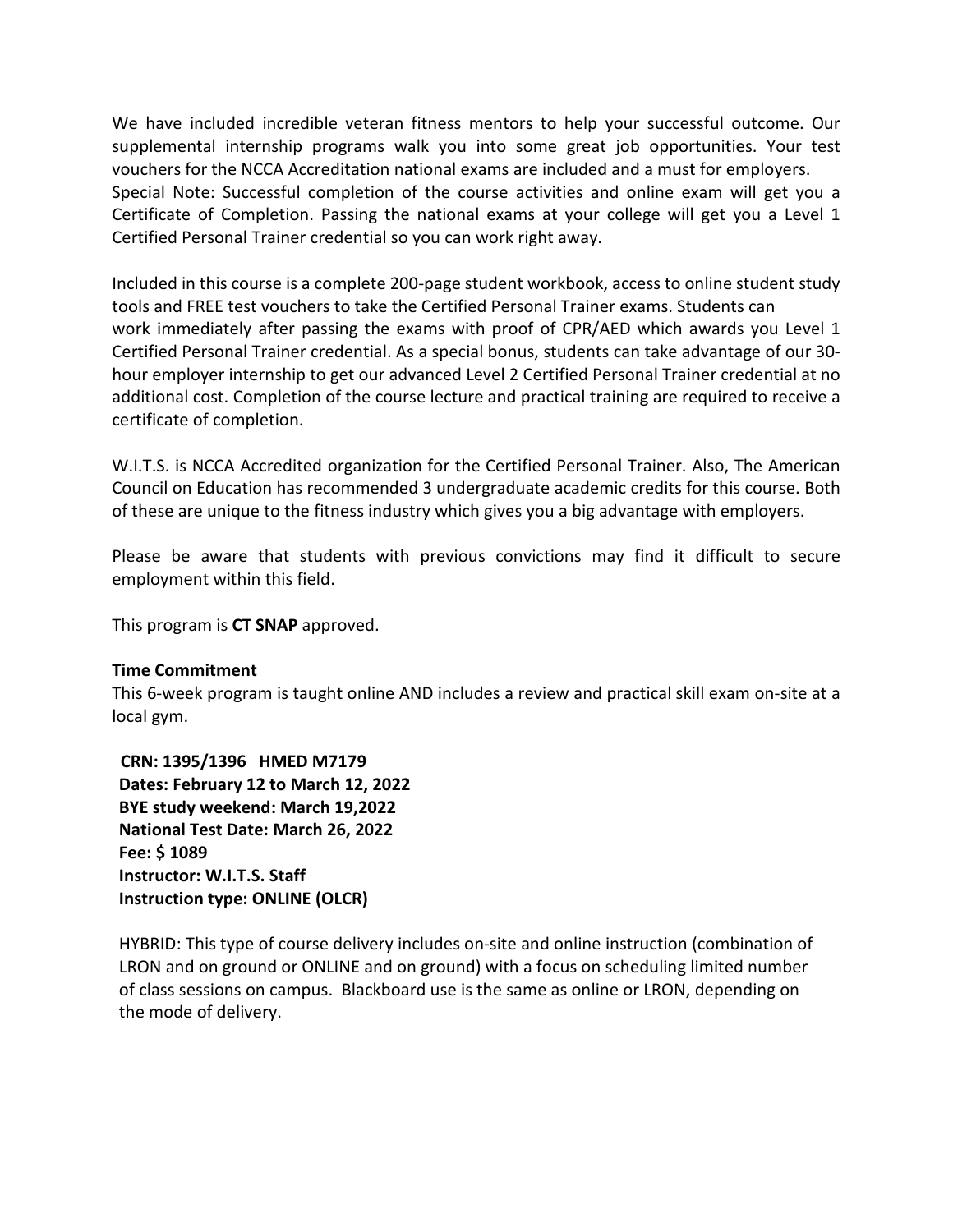We have included incredible veteran fitness mentors to help your successful outcome. Our supplemental internship programs walk you into some great job opportunities. Your test vouchers for the NCCA Accreditation national exams are included and a must for employers.
Special Note: Successful completion of the course activities and online exam will get you a Certificate of Completion. Passing the national exams at your college will get you a Level 1 Certified Personal Trainer credential so you can work right away.

Included in this course is a complete 200-page student workbook, access to online student study tools and FREE test vouchers to take the Certified Personal Trainer exams. Students can work immediately after passing the exams with proof of CPR/AED which awards you Level 1 Certified Personal Trainer credential. As a special bonus, students can take advantage of our 30-hour employer internship to get our advanced Level 2 Certified Personal Trainer credential at no additional cost. Completion of the course lecture and practical training are required to receive a certificate of completion.

W.I.T.S. is NCCA Accredited organization for the Certified Personal Trainer. Also, The American Council on Education has recommended 3 undergraduate academic credits for this course. Both of these are unique to the fitness industry which gives you a big advantage with employers.

Please be aware that students with previous convictions may find it difficult to secure employment within this field.

This program is **CT SNAP** approved.

**Time Commitment**
This 6-week program is taught online AND includes a review and practical skill exam on-site at a local gym.

**CRN: 1395/1396 HMED M7179**
**Dates: February 12 to March 12, 2022**
**BYE study weekend: March 19,2022**
**National Test Date: March 26, 2022**
**Fee: $ 1089**
**Instructor: W.I.T.S. Staff**
**Instruction type: ONLINE (OLCR)**

HYBRID: This type of course delivery includes on-site and online instruction (combination of LRON and on ground or ONLINE and on ground) with a focus on scheduling limited number of class sessions on campus. Blackboard use is the same as online or LRON, depending on the mode of delivery.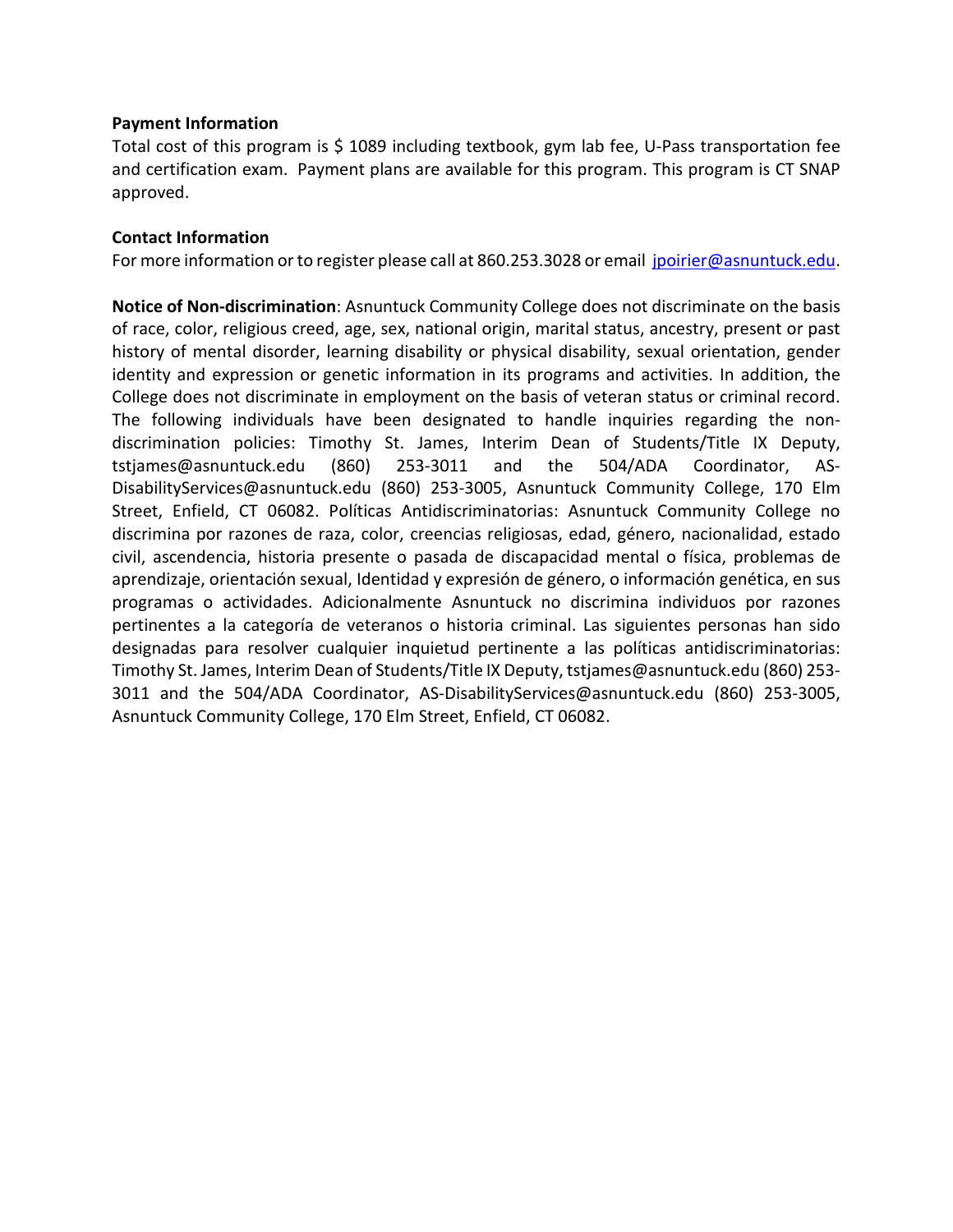**Payment Information**

Total cost of this program is $ 1089 including textbook, gym lab fee, U-Pass transportation fee and certification exam. Payment plans are available for this program. This program is CT SNAP approved.

**Contact Information**

For more information or to register please call at 860.253.3028 or email jpoirier@asnuntuck.edu.

**Notice of Non-discrimination**: Asnuntuck Community College does not discriminate on the basis of race, color, religious creed, age, sex, national origin, marital status, ancestry, present or past history of mental disorder, learning disability or physical disability, sexual orientation, gender identity and expression or genetic information in its programs and activities. In addition, the College does not discriminate in employment on the basis of veteran status or criminal record. The following individuals have been designated to handle inquiries regarding the non-discrimination policies: Timothy St. James, Interim Dean of Students/Title IX Deputy, tstjames@asnuntuck.edu (860) 253-3011 and the 504/ADA Coordinator, AS-DisabilityServices@asnuntuck.edu (860) 253-3005, Asnuntuck Community College, 170 Elm Street, Enfield, CT 06082. Políticas Antidiscriminatorias: Asnuntuck Community College no discrimina por razones de raza, color, creencias religiosas, edad, género, nacionalidad, estado civil, ascendencia, historia presente o pasada de discapacidad mental o física, problemas de aprendizaje, orientación sexual, Identidad y expresión de género, o información genética, en sus programas o actividades. Adicionalmente Asnuntuck no discrimina individuos por razones pertinentes a la categoría de veteranos o historia criminal. Las siguientes personas han sido designadas para resolver cualquier inquietud pertinente a las políticas antidiscriminatorias: Timothy St. James, Interim Dean of Students/Title IX Deputy, tstjames@asnuntuck.edu (860) 253-3011 and the 504/ADA Coordinator, AS-DisabilityServices@asnuntuck.edu (860) 253-3005, Asnuntuck Community College, 170 Elm Street, Enfield, CT 06082.